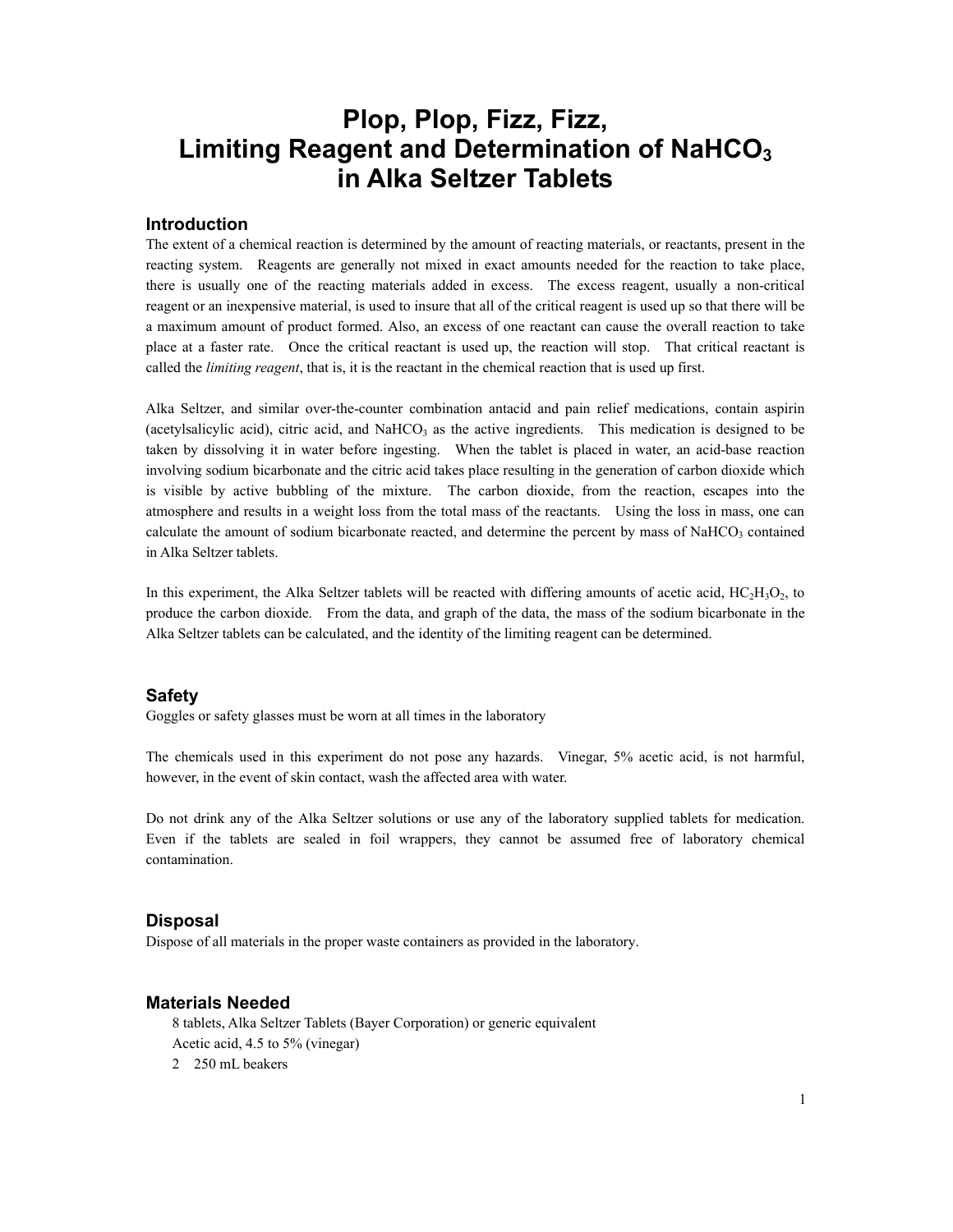# Plop, Plop, Fizz, Fizz, Limiting Reagent and Determination of $NaHCO_3$ in Alka Seltzer Tablets

## Introduction

The extent of a chemical reaction is determined by the amount of reacting materials, or reactants, present in the reacting system. Reagents are generally not mixed in exact amounts needed for the reaction to take place, there is usually one of the reacting materials added in excess. The excess reagent, usually a non-critical reagent or an inexpensive material, is used to insure that all of the critical reagent is used up so that there will be a maximum amount of product formed. Also, an excess of one reactant can cause the overall reaction to take place at a faster rate. Once the critical reactant is used up, the reaction will stop. That critical reactant is called the *limiting reagent*, that is, it is the reactant in the chemical reaction that is used up first.

Alka Seltzer, and similar over-the-counter combination antacid and pain relief medications, contain aspirin (acetylsalicylic acid), citric acid, and $NaHCO_3$ as the active ingredients. This medication is designed to be taken by dissolving it in water before ingesting. When the tablet is placed in water, an acid-base reaction involving sodium bicarbonate and the citric acid takes place resulting in the generation of carbon dioxide which is visible by active bubbling of the mixture. The carbon dioxide, from the reaction, escapes into the atmosphere and results in a weight loss from the total mass of the reactants. Using the loss in mass, one can calculate the amount of sodium bicarbonate reacted, and determine the percent by mass of $NaHCO_3$ contained in Alka Seltzer tablets.

In this experiment, the Alka Seltzer tablets will be reacted with differing amounts of acetic acid, $HC_2H_3O_2$, to produce the carbon dioxide. From the data, and graph of the data, the mass of the sodium bicarbonate in the Alka Seltzer tablets can be calculated, and the identity of the limiting reagent can be determined.

## Safety

Goggles or safety glasses must be worn at all times in the laboratory

The chemicals used in this experiment do not pose any hazards. Vinegar, 5% acetic acid, is not harmful, however, in the event of skin contact, wash the affected area with water.

Do not drink any of the Alka Seltzer solutions or use any of the laboratory supplied tablets for medication. Even if the tablets are sealed in foil wrappers, they cannot be assumed free of laboratory chemical contamination.

## Disposal

Dispose of all materials in the proper waste containers as provided in the laboratory.

## Materials Needed

- 8 tablets, Alka Seltzer Tablets (Bayer Corporation) or generic equivalent
- Acetic acid, 4.5 to 5% (vinegar)
- 2 250 mL beakers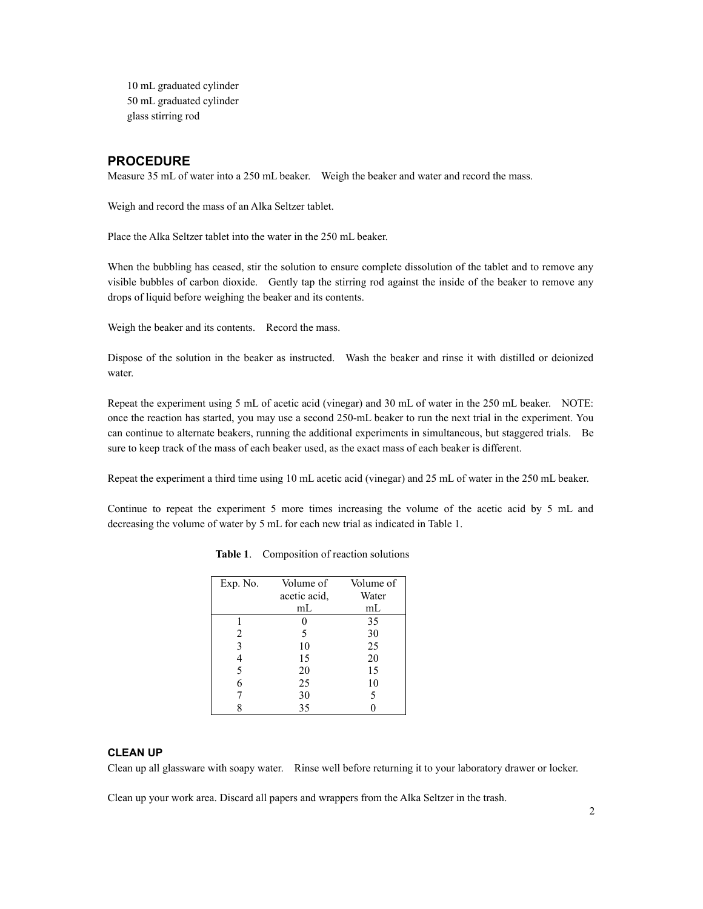10 mL graduated cylinder
50 mL graduated cylinder
glass stirring rod

## PROCEDURE

Measure 35 mL of water into a 250 mL beaker. Weigh the beaker and water and record the mass.

Weigh and record the mass of an Alka Seltzer tablet.

Place the Alka Seltzer tablet into the water in the 250 mL beaker.

When the bubbling has ceased, stir the solution to ensure complete dissolution of the tablet and to remove any visible bubbles of carbon dioxide. Gently tap the stirring rod against the inside of the beaker to remove any drops of liquid before weighing the beaker and its contents.

Weigh the beaker and its contents. Record the mass.

Dispose of the solution in the beaker as instructed. Wash the beaker and rinse it with distilled or deionized water.

Repeat the experiment using 5 mL of acetic acid (vinegar) and 30 mL of water in the 250 mL beaker. NOTE: once the reaction has started, you may use a second 250-mL beaker to run the next trial in the experiment. You can continue to alternate beakers, running the additional experiments in simultaneous, but staggered trials. Be sure to keep track of the mass of each beaker used, as the exact mass of each beaker is different.

Repeat the experiment a third time using 10 mL acetic acid (vinegar) and 25 mL of water in the 250 mL beaker.

Continue to repeat the experiment 5 more times increasing the volume of the acetic acid by 5 mL and decreasing the volume of water by 5 mL for each new trial as indicated in Table 1.

**Table 1**. Composition of reaction solutions

| Exp. No. | Volume of acetic acid, mL | Volume of Water mL |
|---|---|---|
| 1 | 0 | 35 |
| 2 | 5 | 30 |
| 3 | 10 | 25 |
| 4 | 15 | 20 |
| 5 | 20 | 15 |
| 6 | 25 | 10 |
| 7 | 30 | 5 |
| 8 | 35 | 0 |

### CLEAN UP

Clean up all glassware with soapy water. Rinse well before returning it to your laboratory drawer or locker.

Clean up your work area. Discard all papers and wrappers from the Alka Seltzer in the trash.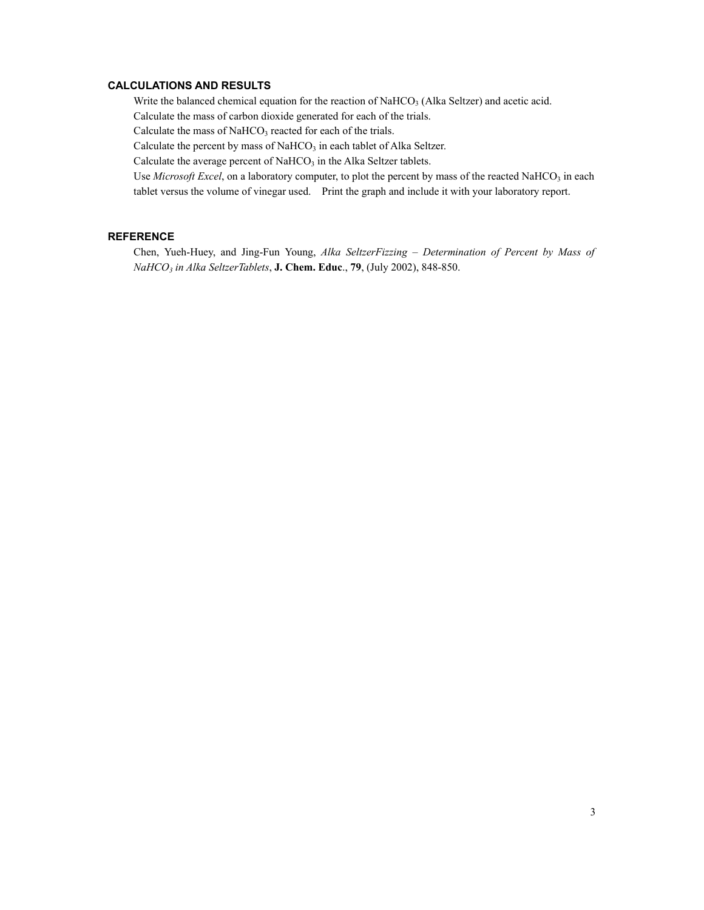## CALCULATIONS AND RESULTS

Write the balanced chemical equation for the reaction of $NaHCO_3$ (Alka Seltzer) and acetic acid.

Calculate the mass of carbon dioxide generated for each of the trials.

Calculate the mass of $NaHCO_3$ reacted for each of the trials.

Calculate the percent by mass of $NaHCO_3$ in each tablet of Alka Seltzer.

Calculate the average percent of $NaHCO_3$ in the Alka Seltzer tablets.

Use *Microsoft Excel*, on a laboratory computer, to plot the percent by mass of the reacted $NaHCO_3$ in each tablet versus the volume of vinegar used. Print the graph and include it with your laboratory report.

## REFERENCE

Chen, Yueh-Huey, and Jing-Fun Young, *Alka SeltzerFizzing – Determination of Percent by Mass of $NaHCO_3$ in Alka SeltzerTablets*, **J. Chem. Educ.**, **79**, (July 2002), 848-850.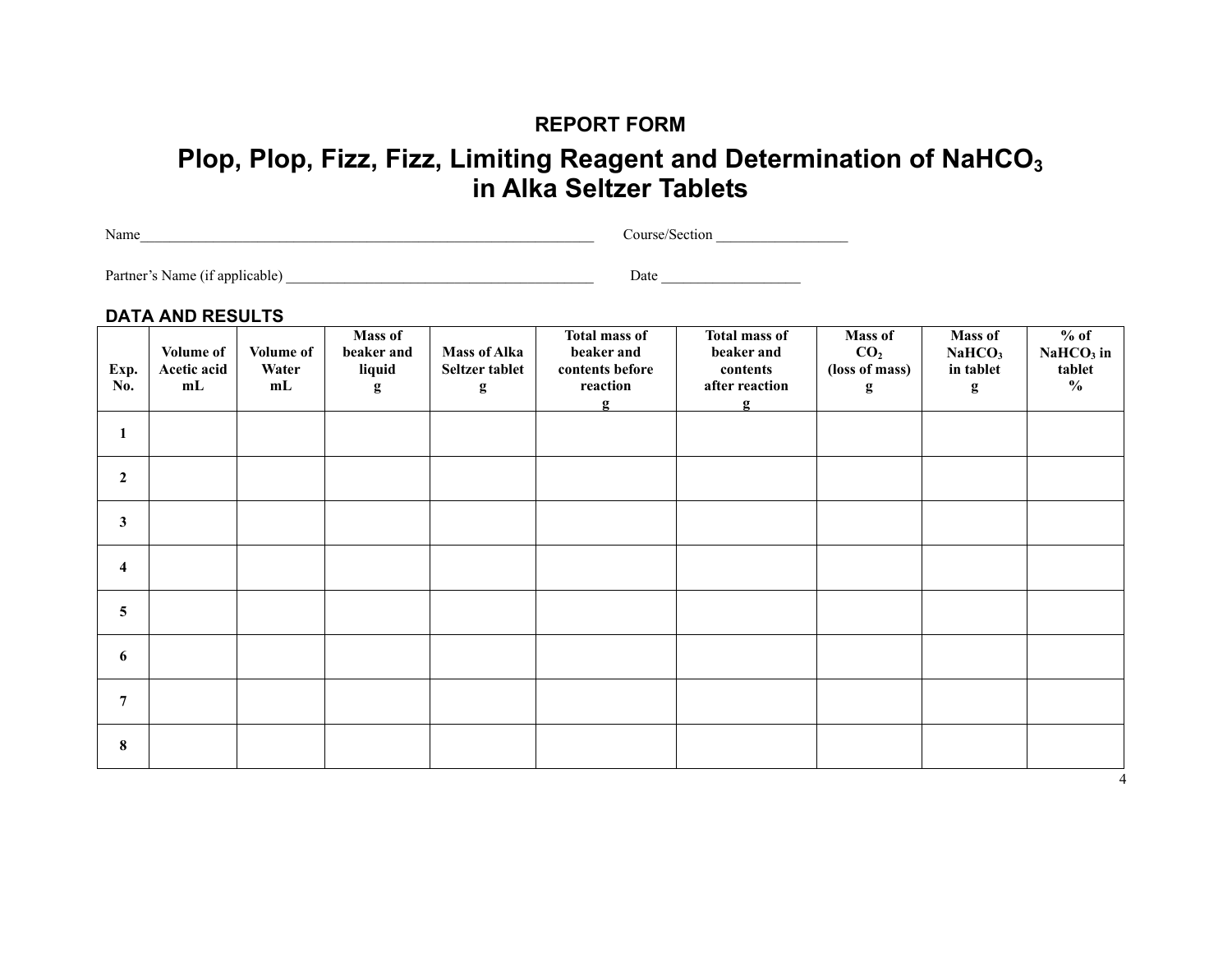**REPORT FORM**

# Plop, Plop, Fizz, Fizz, Limiting Reagent and Determination of $NaHCO_3$ in Alka Seltzer Tablets

Name_______________________________________________________________ Course/Section __________________

Partner's Name (if applicable) ___________________________________________ Date ___________________

## DATA AND RESULTS

| Exp. No. | Volume of Acetic acid mL | Volume of Water mL | Mass of beaker and liquid g | Mass of Alka Seltzer tablet g | Total mass of beaker and contents before reaction g | Total mass of beaker and contents after reaction g | Mass of $CO_2$ (loss of mass) g | Mass of $NaHCO_3$ in tablet g | % of $NaHCO_3$ in tablet % |
|---|---|---|---|---|---|---|---|---|---|
| 1 | | | | | | | | | |
| 2 | | | | | | | | | |
| 3 | | | | | | | | | |
| 4 | | | | | | | | | |
| 5 | | | | | | | | | |
| 6 | | | | | | | | | |
| 7 | | | | | | | | | |
| 8 | | | | | | | | | |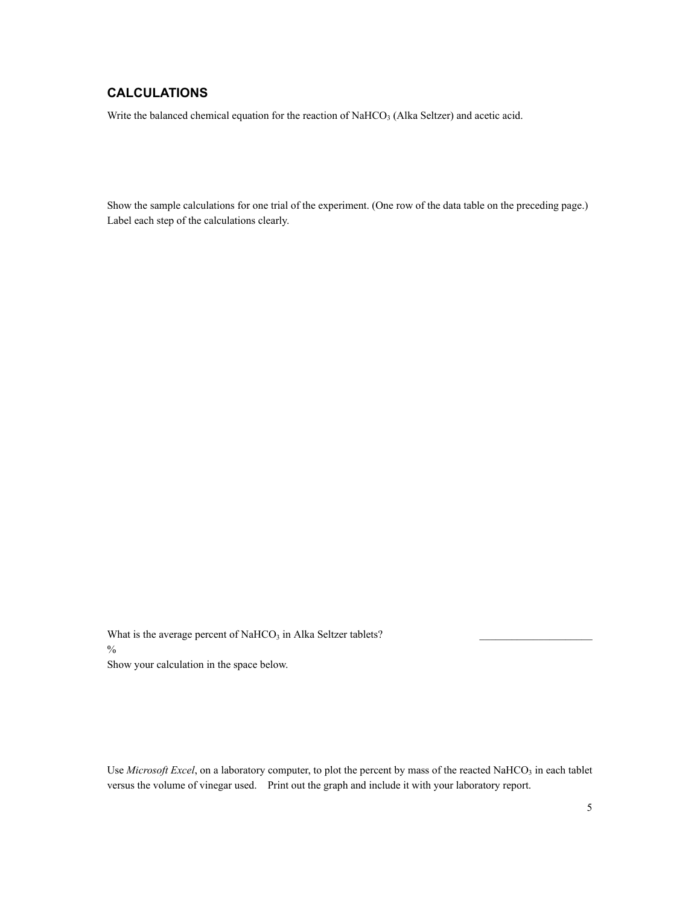## CALCULATIONS

Write the balanced chemical equation for the reaction of $NaHCO_3$ (Alka Seltzer) and acetic acid.

Show the sample calculations for one trial of the experiment. (One row of the data table on the preceding page.) Label each step of the calculations clearly.

What is the average percent of $NaHCO_3$ in Alka Seltzer tablets? _____________________ %

Show your calculation in the space below.

Use *Microsoft Excel*, on a laboratory computer, to plot the percent by mass of the reacted $NaHCO_3$ in each tablet versus the volume of vinegar used. Print out the graph and include it with your laboratory report.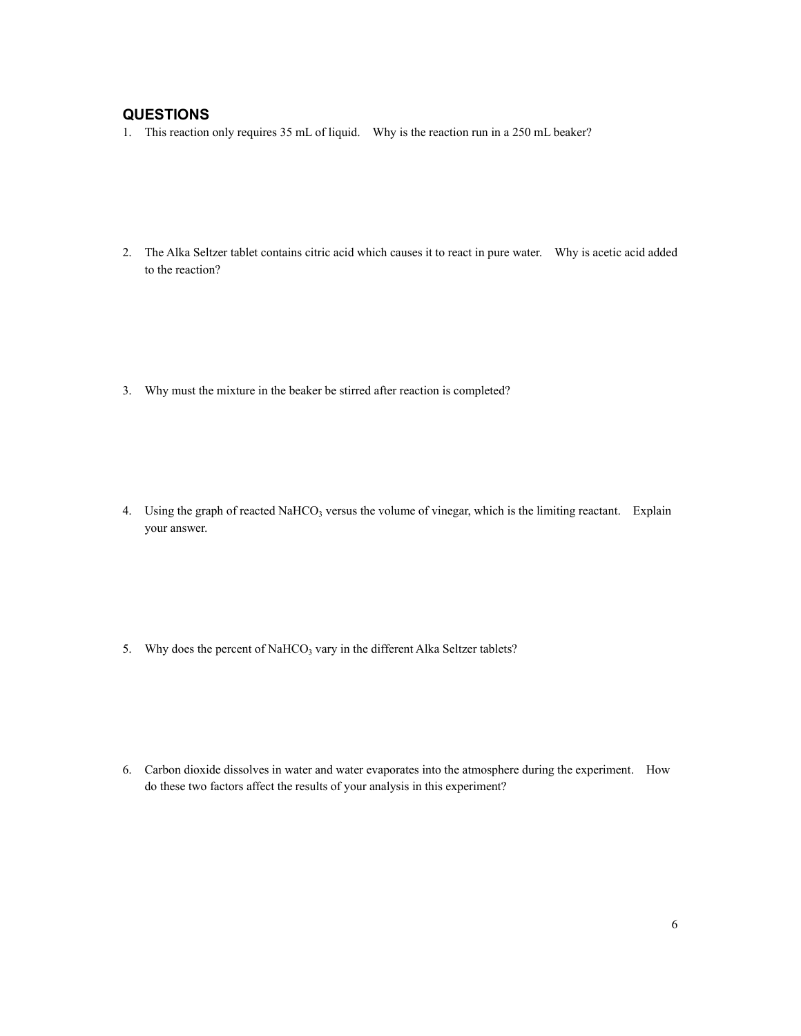## QUESTIONS

1. This reaction only requires 35 mL of liquid. Why is the reaction run in a 250 mL beaker?

2. The Alka Seltzer tablet contains citric acid which causes it to react in pure water. Why is acetic acid added to the reaction?

3. Why must the mixture in the beaker be stirred after reaction is completed?

4. Using the graph of reacted $NaHCO_3$ versus the volume of vinegar, which is the limiting reactant. Explain your answer.

5. Why does the percent of $NaHCO_3$ vary in the different Alka Seltzer tablets?

6. Carbon dioxide dissolves in water and water evaporates into the atmosphere during the experiment. How do these two factors affect the results of your analysis in this experiment?